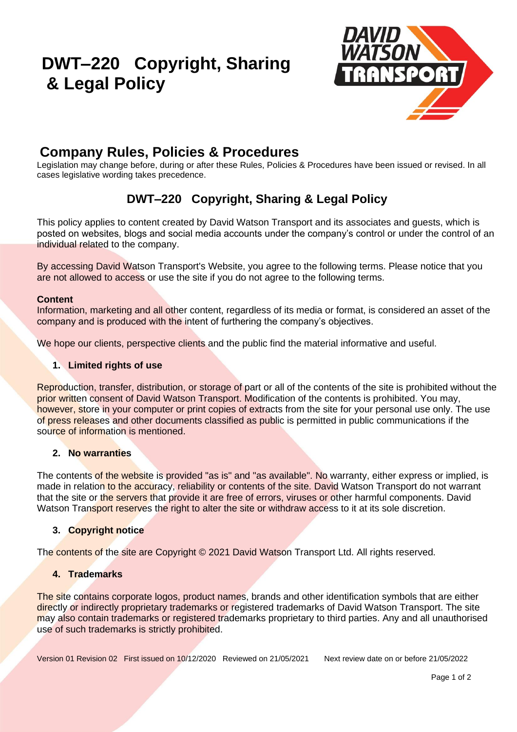# DWT–220 Copyright, Sharing & Legal Policy

## Company Rules, Policies & Procedures

Legislation may change before, during or after these Rules, Policies & Procedures have been issued or revised. In all cases legislative wording takes precedence.

## DWT–220 Copyright, Sharing & Legal Policy

This policy applies to content created by David Watson Transport and its associates and guests, which is posted on websites, blogs and social media accounts under the company's control or under the control of an individual related to the company.

By accessing David Watson Transport's Website, you agree to the following terms. Please notice that you are not allowed to access or use the site if you do not agree to the following terms.

**Content**
Information, marketing and all other content, regardless of its media or format, is considered an asset of the company and is produced with the intent of furthering the company's objectives.

We hope our clients, perspective clients and the public find the material informative and useful.

1. **Limited rights of use**

Reproduction, transfer, distribution, or storage of part or all of the contents of the site is prohibited without the prior written consent of David Watson Transport. Modification of the contents is prohibited. You may, however, store in your computer or print copies of extracts from the site for your personal use only. The use of press releases and other documents classified as public is permitted in public communications if the source of information is mentioned.

2. **No warranties**

The contents of the website is provided "as is" and "as available". No warranty, either express or implied, is made in relation to the accuracy, reliability or contents of the site. David Watson Transport do not warrant that the site or the servers that provide it are free of errors, viruses or other harmful components. David Watson Transport reserves the right to alter the site or withdraw access to it at its sole discretion.

3. **Copyright notice**

The contents of the site are Copyright © 2021 David Watson Transport Ltd. All rights reserved.

4. **Trademarks**

The site contains corporate logos, product names, brands and other identification symbols that are either directly or indirectly proprietary trademarks or registered trademarks of David Watson Transport. The site may also contain trademarks or registered trademarks proprietary to third parties. Any and all unauthorised use of such trademarks is strictly prohibited.

Version 01 Revision 02 First issued on 10/12/2020 Reviewed on 21/05/2021 Next review date on or before 21/05/2022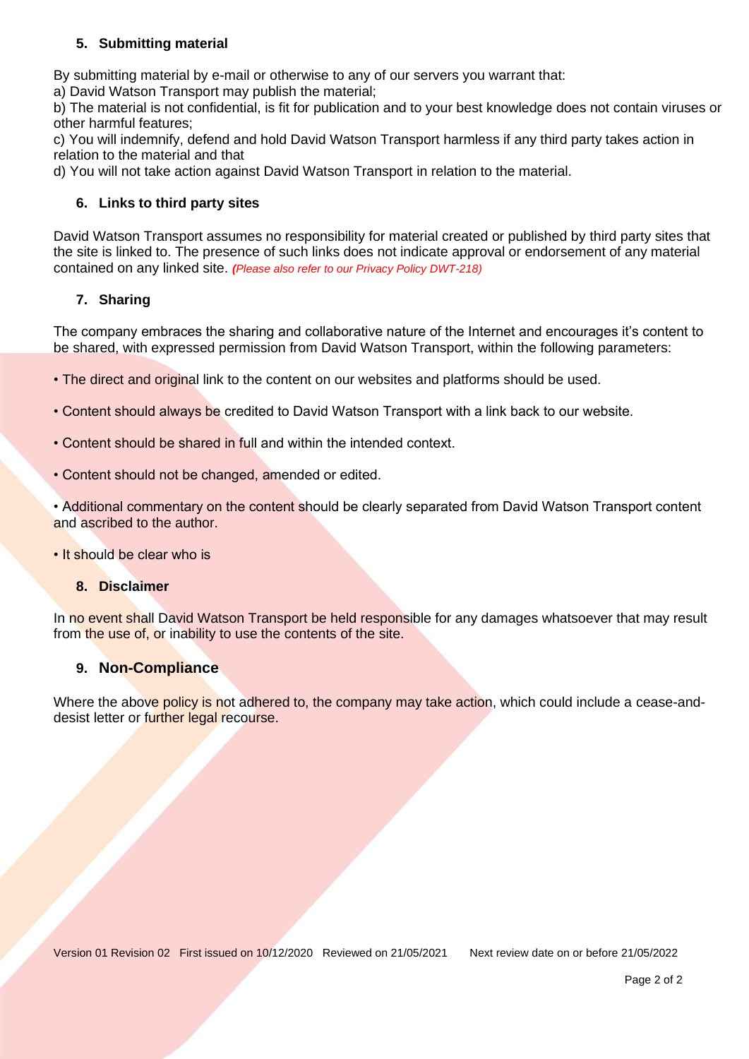## 5. Submitting material

By submitting material by e-mail or otherwise to any of our servers you warrant that:
a) David Watson Transport may publish the material;
b) The material is not confidential, is fit for publication and to your best knowledge does not contain viruses or other harmful features;
c) You will indemnify, defend and hold David Watson Transport harmless if any third party takes action in relation to the material and that
d) You will not take action against David Watson Transport in relation to the material.

## 6. Links to third party sites

David Watson Transport assumes no responsibility for material created or published by third party sites that the site is linked to. The presence of such links does not indicate approval or endorsement of any material contained on any linked site. ***(****Please also refer to our Privacy Policy DWT-218)*

## 7. Sharing

The company embraces the sharing and collaborative nature of the Internet and encourages it's content to be shared, with expressed permission from David Watson Transport, within the following parameters:

- The direct and original link to the content on our websites and platforms should be used.
- Content should always be credited to David Watson Transport with a link back to our website.
- Content should be shared in full and within the intended context.
- Content should not be changed, amended or edited.
- Additional commentary on the content should be clearly separated from David Watson Transport content and ascribed to the author.
- It should be clear who is

## 8. Disclaimer

In no event shall David Watson Transport be held responsible for any damages whatsoever that may result from the use of, or inability to use the contents of the site.

## 9. Non-Compliance

Where the above policy is not adhered to, the company may take action, which could include a cease-and-desist letter or further legal recourse.

Version 01 Revision 02 First issued on 10/12/2020 Reviewed on 21/05/2021 Next review date on or before 21/05/2022